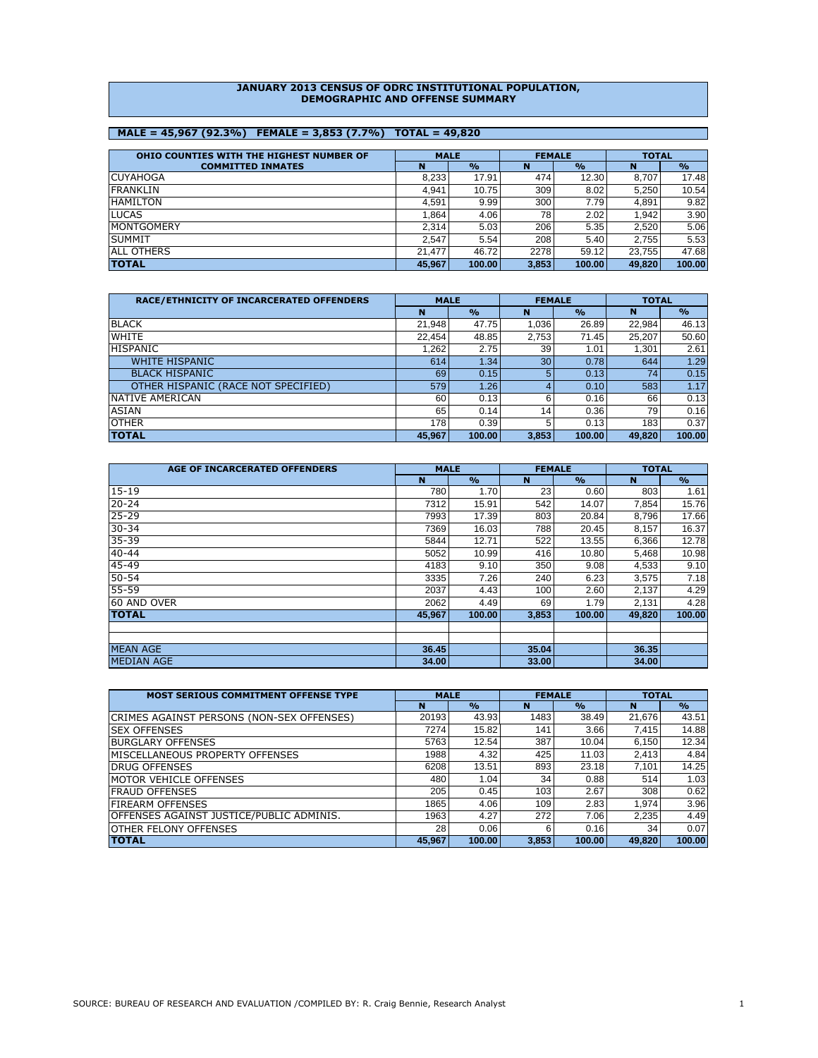# JANUARY 2013 CENSUS OF ODRC INSTITUTIONAL POPULATION, DEMOGRAPHIC AND OFFENSE SUMMARY

**MALE = 45,967 (92.3%) FEMALE = 3,853 (7.7%) TOTAL = 49,820**

| OHIO COUNTIES WITH THE HIGHEST NUMBER OF COMMITTED INMATES | MALE | | FEMALE | | TOTAL | |
|---|---|---|---|---|---|---|
| | N | % | N | % | N | % |
| CUYAHOGA | 8,233 | 17.91 | 474 | 12.30 | 8,707 | 17.48 |
| FRANKLIN | 4,941 | 10.75 | 309 | 8.02 | 5,250 | 10.54 |
| HAMILTON | 4,591 | 9.99 | 300 | 7.79 | 4,891 | 9.82 |
| LUCAS | 1,864 | 4.06 | 78 | 2.02 | 1,942 | 3.90 |
| MONTGOMERY | 2,314 | 5.03 | 206 | 5.35 | 2,520 | 5.06 |
| SUMMIT | 2,547 | 5.54 | 208 | 5.40 | 2,755 | 5.53 |
| ALL OTHERS | 21,477 | 46.72 | 2278 | 59.12 | 23,755 | 47.68 |
| **TOTAL** | **45,967** | **100.00** | **3,853** | **100.00** | **49,820** | **100.00** |

| RACE/ETHNICITY OF INCARCERATED OFFENDERS | MALE | | FEMALE | | TOTAL | |
|---|---|---|---|---|---|---|
| | N | % | N | % | N | % |
| BLACK | 21,948 | 47.75 | 1,036 | 26.89 | 22,984 | 46.13 |
| WHITE | 22,454 | 48.85 | 2,753 | 71.45 | 25,207 | 50.60 |
| HISPANIC | 1,262 | 2.75 | 39 | 1.01 | 1,301 | 2.61 |
| WHITE HISPANIC | 614 | 1.34 | 30 | 0.78 | 644 | 1.29 |
| BLACK HISPANIC | 69 | 0.15 | 5 | 0.13 | 74 | 0.15 |
| OTHER HISPANIC (RACE NOT SPECIFIED) | 579 | 1.26 | 4 | 0.10 | 583 | 1.17 |
| NATIVE AMERICAN | 60 | 0.13 | 6 | 0.16 | 66 | 0.13 |
| ASIAN | 65 | 0.14 | 14 | 0.36 | 79 | 0.16 |
| OTHER | 178 | 0.39 | 5 | 0.13 | 183 | 0.37 |
| **TOTAL** | **45,967** | **100.00** | **3,853** | **100.00** | **49,820** | **100.00** |

| AGE OF INCARCERATED OFFENDERS | MALE | | FEMALE | | TOTAL | |
|---|---|---|---|---|---|---|
| | N | % | N | % | N | % |
| 15-19 | 780 | 1.70 | 23 | 0.60 | 803 | 1.61 |
| 20-24 | 7312 | 15.91 | 542 | 14.07 | 7,854 | 15.76 |
| 25-29 | 7993 | 17.39 | 803 | 20.84 | 8,796 | 17.66 |
| 30-34 | 7369 | 16.03 | 788 | 20.45 | 8,157 | 16.37 |
| 35-39 | 5844 | 12.71 | 522 | 13.55 | 6,366 | 12.78 |
| 40-44 | 5052 | 10.99 | 416 | 10.80 | 5,468 | 10.98 |
| 45-49 | 4183 | 9.10 | 350 | 9.08 | 4,533 | 9.10 |
| 50-54 | 3335 | 7.26 | 240 | 6.23 | 3,575 | 7.18 |
| 55-59 | 2037 | 4.43 | 100 | 2.60 | 2,137 | 4.29 |
| 60 AND OVER | 2062 | 4.49 | 69 | 1.79 | 2,131 | 4.28 |
| **TOTAL** | **45,967** | **100.00** | **3,853** | **100.00** | **49,820** | **100.00** |
| | | | | | | |
| | | | | | | |
| MEAN AGE | **36.45** | | **35.04** | | **36.35** | |
| MEDIAN AGE | **34.00** | | **33.00** | | **34.00** | |

| MOST SERIOUS COMMITMENT OFFENSE TYPE | MALE | | FEMALE | | TOTAL | |
|---|---|---|---|---|---|---|
| | N | % | N | % | N | % |
| CRIMES AGAINST PERSONS (NON-SEX OFFENSES) | 20193 | 43.93 | 1483 | 38.49 | 21,676 | 43.51 |
| SEX OFFENSES | 7274 | 15.82 | 141 | 3.66 | 7,415 | 14.88 |
| BURGLARY OFFENSES | 5763 | 12.54 | 387 | 10.04 | 6,150 | 12.34 |
| MISCELLANEOUS PROPERTY OFFENSES | 1988 | 4.32 | 425 | 11.03 | 2,413 | 4.84 |
| DRUG OFFENSES | 6208 | 13.51 | 893 | 23.18 | 7,101 | 14.25 |
| MOTOR VEHICLE OFFENSES | 480 | 1.04 | 34 | 0.88 | 514 | 1.03 |
| FRAUD OFFENSES | 205 | 0.45 | 103 | 2.67 | 308 | 0.62 |
| FIREARM OFFENSES | 1865 | 4.06 | 109 | 2.83 | 1,974 | 3.96 |
| OFFENSES AGAINST JUSTICE/PUBLIC ADMINIS. | 1963 | 4.27 | 272 | 7.06 | 2,235 | 4.49 |
| OTHER FELONY OFFENSES | 28 | 0.06 | 6 | 0.16 | 34 | 0.07 |
| **TOTAL** | **45,967** | **100.00** | **3,853** | **100.00** | **49,820** | **100.00** |

SOURCE: BUREAU OF RESEARCH AND EVALUATION /COMPILED BY: R. Craig Bennie, Research Analyst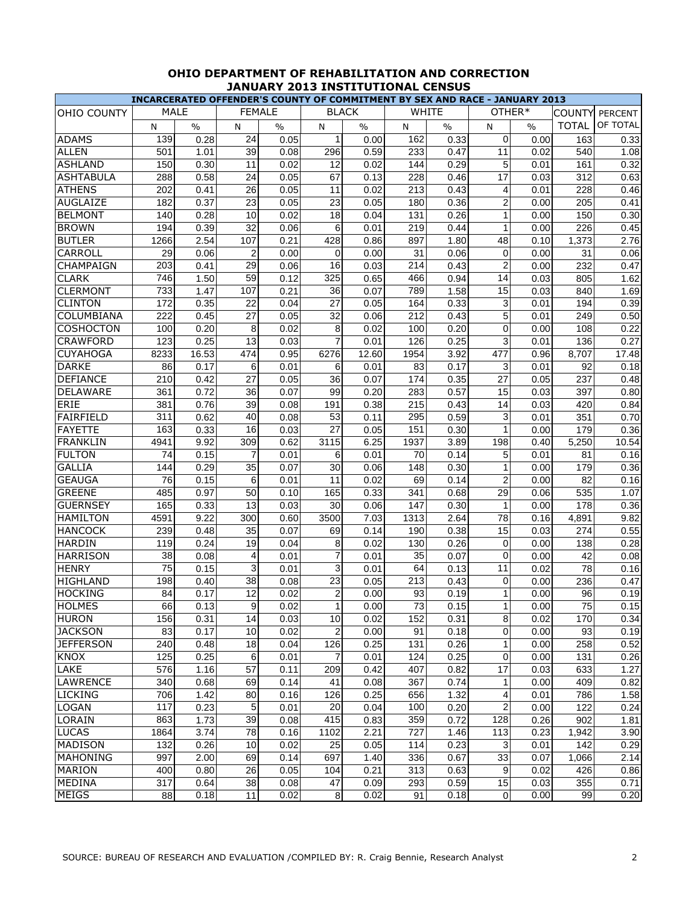# OHIO DEPARTMENT OF REHABILITATION AND CORRECTION
## JANUARY 2013 INSTITUTIONAL CENSUS

**INCARCERATED OFFENDER'S COUNTY OF COMMITMENT BY SEX AND RACE - JANUARY 2013**

| OHIO COUNTY | MALE | | FEMALE | | BLACK | | WHITE | | OTHER* | | COUNTY TOTAL | PERCENT OF TOTAL |
|---|---|---|---|---|---|---|---|---|---|---|---|---|
| | N | % | N | % | N | % | N | % | N | % | | |
| ADAMS | 139 | 0.28 | 24 | 0.05 | 1 | 0.00 | 162 | 0.33 | 0 | 0.00 | 163 | 0.33 |
| ALLEN | 501 | 1.01 | 39 | 0.08 | 296 | 0.59 | 233 | 0.47 | 11 | 0.02 | 540 | 1.08 |
| ASHLAND | 150 | 0.30 | 11 | 0.02 | 12 | 0.02 | 144 | 0.29 | 5 | 0.01 | 161 | 0.32 |
| ASHTABULA | 288 | 0.58 | 24 | 0.05 | 67 | 0.13 | 228 | 0.46 | 17 | 0.03 | 312 | 0.63 |
| ATHENS | 202 | 0.41 | 26 | 0.05 | 11 | 0.02 | 213 | 0.43 | 4 | 0.01 | 228 | 0.46 |
| AUGLAIZE | 182 | 0.37 | 23 | 0.05 | 23 | 0.05 | 180 | 0.36 | 2 | 0.00 | 205 | 0.41 |
| BELMONT | 140 | 0.28 | 10 | 0.02 | 18 | 0.04 | 131 | 0.26 | 1 | 0.00 | 150 | 0.30 |
| BROWN | 194 | 0.39 | 32 | 0.06 | 6 | 0.01 | 219 | 0.44 | 1 | 0.00 | 226 | 0.45 |
| BUTLER | 1266 | 2.54 | 107 | 0.21 | 428 | 0.86 | 897 | 1.80 | 48 | 0.10 | 1,373 | 2.76 |
| CARROLL | 29 | 0.06 | 2 | 0.00 | 0 | 0.00 | 31 | 0.06 | 0 | 0.00 | 31 | 0.06 |
| CHAMPAIGN | 203 | 0.41 | 29 | 0.06 | 16 | 0.03 | 214 | 0.43 | 2 | 0.00 | 232 | 0.47 |
| CLARK | 746 | 1.50 | 59 | 0.12 | 325 | 0.65 | 466 | 0.94 | 14 | 0.03 | 805 | 1.62 |
| CLERMONT | 733 | 1.47 | 107 | 0.21 | 36 | 0.07 | 789 | 1.58 | 15 | 0.03 | 840 | 1.69 |
| CLINTON | 172 | 0.35 | 22 | 0.04 | 27 | 0.05 | 164 | 0.33 | 3 | 0.01 | 194 | 0.39 |
| COLUMBIANA | 222 | 0.45 | 27 | 0.05 | 32 | 0.06 | 212 | 0.43 | 5 | 0.01 | 249 | 0.50 |
| COSHOCTON | 100 | 0.20 | 8 | 0.02 | 8 | 0.02 | 100 | 0.20 | 0 | 0.00 | 108 | 0.22 |
| CRAWFORD | 123 | 0.25 | 13 | 0.03 | 7 | 0.01 | 126 | 0.25 | 3 | 0.01 | 136 | 0.27 |
| CUYAHOGA | 8233 | 16.53 | 474 | 0.95 | 6276 | 12.60 | 1954 | 3.92 | 477 | 0.96 | 8,707 | 17.48 |
| DARKE | 86 | 0.17 | 6 | 0.01 | 6 | 0.01 | 83 | 0.17 | 3 | 0.01 | 92 | 0.18 |
| DEFIANCE | 210 | 0.42 | 27 | 0.05 | 36 | 0.07 | 174 | 0.35 | 27 | 0.05 | 237 | 0.48 |
| DELAWARE | 361 | 0.72 | 36 | 0.07 | 99 | 0.20 | 283 | 0.57 | 15 | 0.03 | 397 | 0.80 |
| ERIE | 381 | 0.76 | 39 | 0.08 | 191 | 0.38 | 215 | 0.43 | 14 | 0.03 | 420 | 0.84 |
| FAIRFIELD | 311 | 0.62 | 40 | 0.08 | 53 | 0.11 | 295 | 0.59 | 3 | 0.01 | 351 | 0.70 |
| FAYETTE | 163 | 0.33 | 16 | 0.03 | 27 | 0.05 | 151 | 0.30 | 1 | 0.00 | 179 | 0.36 |
| FRANKLIN | 4941 | 9.92 | 309 | 0.62 | 3115 | 6.25 | 1937 | 3.89 | 198 | 0.40 | 5,250 | 10.54 |
| FULTON | 74 | 0.15 | 7 | 0.01 | 6 | 0.01 | 70 | 0.14 | 5 | 0.01 | 81 | 0.16 |
| GALLIA | 144 | 0.29 | 35 | 0.07 | 30 | 0.06 | 148 | 0.30 | 1 | 0.00 | 179 | 0.36 |
| GEAUGA | 76 | 0.15 | 6 | 0.01 | 11 | 0.02 | 69 | 0.14 | 2 | 0.00 | 82 | 0.16 |
| GREENE | 485 | 0.97 | 50 | 0.10 | 165 | 0.33 | 341 | 0.68 | 29 | 0.06 | 535 | 1.07 |
| GUERNSEY | 165 | 0.33 | 13 | 0.03 | 30 | 0.06 | 147 | 0.30 | 1 | 0.00 | 178 | 0.36 |
| HAMILTON | 4591 | 9.22 | 300 | 0.60 | 3500 | 7.03 | 1313 | 2.64 | 78 | 0.16 | 4,891 | 9.82 |
| HANCOCK | 239 | 0.48 | 35 | 0.07 | 69 | 0.14 | 190 | 0.38 | 15 | 0.03 | 274 | 0.55 |
| HARDIN | 119 | 0.24 | 19 | 0.04 | 8 | 0.02 | 130 | 0.26 | 0 | 0.00 | 138 | 0.28 |
| HARRISON | 38 | 0.08 | 4 | 0.01 | 7 | 0.01 | 35 | 0.07 | 0 | 0.00 | 42 | 0.08 |
| HENRY | 75 | 0.15 | 3 | 0.01 | 3 | 0.01 | 64 | 0.13 | 11 | 0.02 | 78 | 0.16 |
| HIGHLAND | 198 | 0.40 | 38 | 0.08 | 23 | 0.05 | 213 | 0.43 | 0 | 0.00 | 236 | 0.47 |
| HOCKING | 84 | 0.17 | 12 | 0.02 | 2 | 0.00 | 93 | 0.19 | 1 | 0.00 | 96 | 0.19 |
| HOLMES | 66 | 0.13 | 9 | 0.02 | 1 | 0.00 | 73 | 0.15 | 1 | 0.00 | 75 | 0.15 |
| HURON | 156 | 0.31 | 14 | 0.03 | 10 | 0.02 | 152 | 0.31 | 8 | 0.02 | 170 | 0.34 |
| JACKSON | 83 | 0.17 | 10 | 0.02 | 2 | 0.00 | 91 | 0.18 | 0 | 0.00 | 93 | 0.19 |
| JEFFERSON | 240 | 0.48 | 18 | 0.04 | 126 | 0.25 | 131 | 0.26 | 1 | 0.00 | 258 | 0.52 |
| KNOX | 125 | 0.25 | 6 | 0.01 | 7 | 0.01 | 124 | 0.25 | 0 | 0.00 | 131 | 0.26 |
| LAKE | 576 | 1.16 | 57 | 0.11 | 209 | 0.42 | 407 | 0.82 | 17 | 0.03 | 633 | 1.27 |
| LAWRENCE | 340 | 0.68 | 69 | 0.14 | 41 | 0.08 | 367 | 0.74 | 1 | 0.00 | 409 | 0.82 |
| LICKING | 706 | 1.42 | 80 | 0.16 | 126 | 0.25 | 656 | 1.32 | 4 | 0.01 | 786 | 1.58 |
| LOGAN | 117 | 0.23 | 5 | 0.01 | 20 | 0.04 | 100 | 0.20 | 2 | 0.00 | 122 | 0.24 |
| LORAIN | 863 | 1.73 | 39 | 0.08 | 415 | 0.83 | 359 | 0.72 | 128 | 0.26 | 902 | 1.81 |
| LUCAS | 1864 | 3.74 | 78 | 0.16 | 1102 | 2.21 | 727 | 1.46 | 113 | 0.23 | 1,942 | 3.90 |
| MADISON | 132 | 0.26 | 10 | 0.02 | 25 | 0.05 | 114 | 0.23 | 3 | 0.01 | 142 | 0.29 |
| MAHONING | 997 | 2.00 | 69 | 0.14 | 697 | 1.40 | 336 | 0.67 | 33 | 0.07 | 1,066 | 2.14 |
| MARION | 400 | 0.80 | 26 | 0.05 | 104 | 0.21 | 313 | 0.63 | 9 | 0.02 | 426 | 0.86 |
| MEDINA | 317 | 0.64 | 38 | 0.08 | 47 | 0.09 | 293 | 0.59 | 15 | 0.03 | 355 | 0.71 |
| MEIGS | 88 | 0.18 | 11 | 0.02 | 8 | 0.02 | 91 | 0.18 | 0 | 0.00 | 99 | 0.20 |

SOURCE: BUREAU OF RESEARCH AND EVALUATION /COMPILED BY: R. Craig Bennie, Research Analyst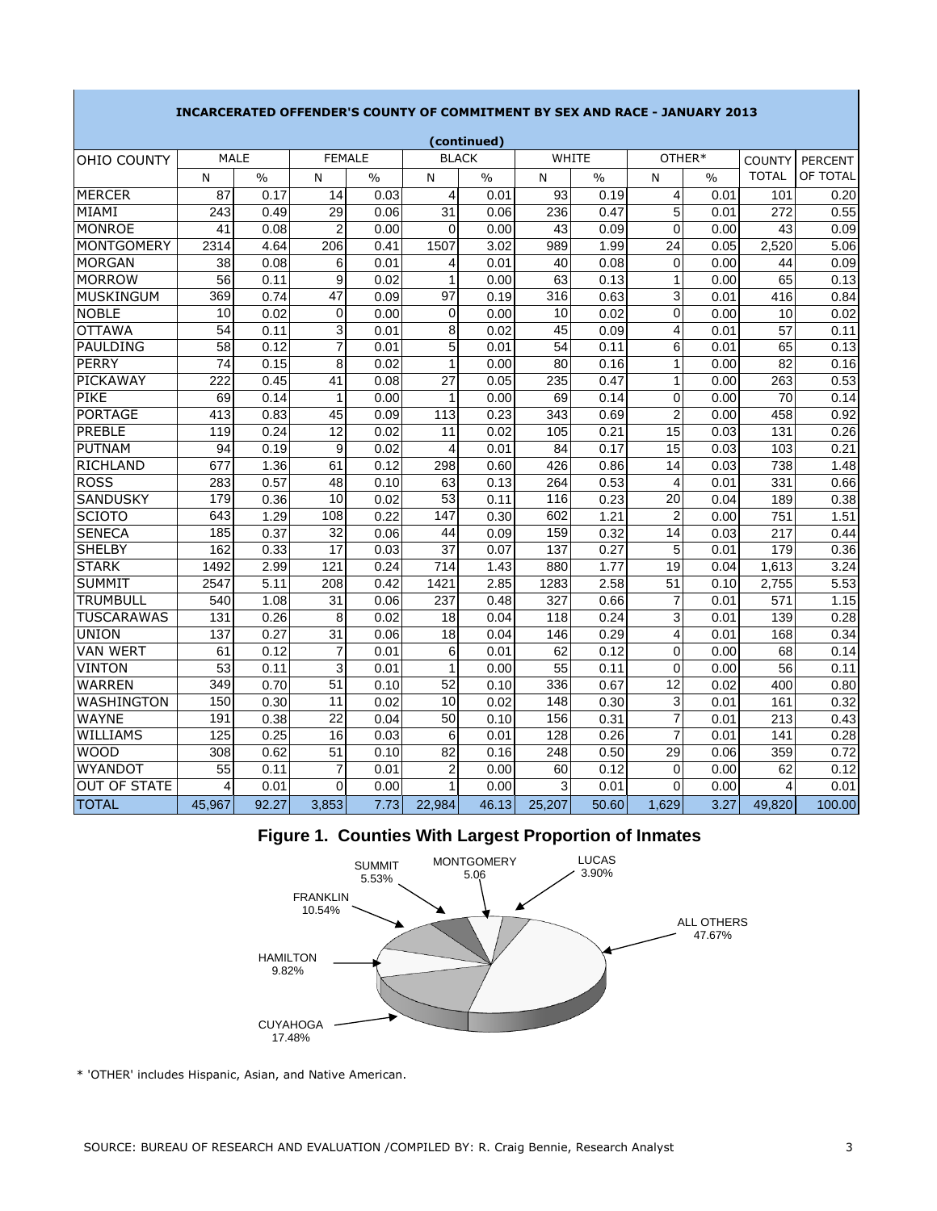## INCARCERATED OFFENDER'S COUNTY OF COMMITMENT BY SEX AND RACE - JANUARY 2013

**(continued)**

| OHIO COUNTY | MALE | | FEMALE | | BLACK | | WHITE | | OTHER* | | COUNTY TOTAL | PERCENT OF TOTAL |
|---|---|---|---|---|---|---|---|---|---|---|---|---|
| | N | % | N | % | N | % | N | % | N | % | | |
| MERCER | 87 | 0.17 | 14 | 0.03 | 4 | 0.01 | 93 | 0.19 | 4 | 0.01 | 101 | 0.20 |
| MIAMI | 243 | 0.49 | 29 | 0.06 | 31 | 0.06 | 236 | 0.47 | 5 | 0.01 | 272 | 0.55 |
| MONROE | 41 | 0.08 | 2 | 0.00 | 0 | 0.00 | 43 | 0.09 | 0 | 0.00 | 43 | 0.09 |
| MONTGOMERY | 2314 | 4.64 | 206 | 0.41 | 1507 | 3.02 | 989 | 1.99 | 24 | 0.05 | 2,520 | 5.06 |
| MORGAN | 38 | 0.08 | 6 | 0.01 | 4 | 0.01 | 40 | 0.08 | 0 | 0.00 | 44 | 0.09 |
| MORROW | 56 | 0.11 | 9 | 0.02 | 1 | 0.00 | 63 | 0.13 | 1 | 0.00 | 65 | 0.13 |
| MUSKINGUM | 369 | 0.74 | 47 | 0.09 | 97 | 0.19 | 316 | 0.63 | 3 | 0.01 | 416 | 0.84 |
| NOBLE | 10 | 0.02 | 0 | 0.00 | 0 | 0.00 | 10 | 0.02 | 0 | 0.00 | 10 | 0.02 |
| OTTAWA | 54 | 0.11 | 3 | 0.01 | 8 | 0.02 | 45 | 0.09 | 4 | 0.01 | 57 | 0.11 |
| PAULDING | 58 | 0.12 | 7 | 0.01 | 5 | 0.01 | 54 | 0.11 | 6 | 0.01 | 65 | 0.13 |
| PERRY | 74 | 0.15 | 8 | 0.02 | 1 | 0.00 | 80 | 0.16 | 1 | 0.00 | 82 | 0.16 |
| PICKAWAY | 222 | 0.45 | 41 | 0.08 | 27 | 0.05 | 235 | 0.47 | 1 | 0.00 | 263 | 0.53 |
| PIKE | 69 | 0.14 | 1 | 0.00 | 1 | 0.00 | 69 | 0.14 | 0 | 0.00 | 70 | 0.14 |
| PORTAGE | 413 | 0.83 | 45 | 0.09 | 113 | 0.23 | 343 | 0.69 | 2 | 0.00 | 458 | 0.92 |
| PREBLE | 119 | 0.24 | 12 | 0.02 | 11 | 0.02 | 105 | 0.21 | 15 | 0.03 | 131 | 0.26 |
| PUTNAM | 94 | 0.19 | 9 | 0.02 | 4 | 0.01 | 84 | 0.17 | 15 | 0.03 | 103 | 0.21 |
| RICHLAND | 677 | 1.36 | 61 | 0.12 | 298 | 0.60 | 426 | 0.86 | 14 | 0.03 | 738 | 1.48 |
| ROSS | 283 | 0.57 | 48 | 0.10 | 63 | 0.13 | 264 | 0.53 | 4 | 0.01 | 331 | 0.66 |
| SANDUSKY | 179 | 0.36 | 10 | 0.02 | 53 | 0.11 | 116 | 0.23 | 20 | 0.04 | 189 | 0.38 |
| SCIOTO | 643 | 1.29 | 108 | 0.22 | 147 | 0.30 | 602 | 1.21 | 2 | 0.00 | 751 | 1.51 |
| SENECA | 185 | 0.37 | 32 | 0.06 | 44 | 0.09 | 159 | 0.32 | 14 | 0.03 | 217 | 0.44 |
| SHELBY | 162 | 0.33 | 17 | 0.03 | 37 | 0.07 | 137 | 0.27 | 5 | 0.01 | 179 | 0.36 |
| STARK | 1492 | 2.99 | 121 | 0.24 | 714 | 1.43 | 880 | 1.77 | 19 | 0.04 | 1,613 | 3.24 |
| SUMMIT | 2547 | 5.11 | 208 | 0.42 | 1421 | 2.85 | 1283 | 2.58 | 51 | 0.10 | 2,755 | 5.53 |
| TRUMBULL | 540 | 1.08 | 31 | 0.06 | 237 | 0.48 | 327 | 0.66 | 7 | 0.01 | 571 | 1.15 |
| TUSCARAWAS | 131 | 0.26 | 8 | 0.02 | 18 | 0.04 | 118 | 0.24 | 3 | 0.01 | 139 | 0.28 |
| UNION | 137 | 0.27 | 31 | 0.06 | 18 | 0.04 | 146 | 0.29 | 4 | 0.01 | 168 | 0.34 |
| VAN WERT | 61 | 0.12 | 7 | 0.01 | 6 | 0.01 | 62 | 0.12 | 0 | 0.00 | 68 | 0.14 |
| VINTON | 53 | 0.11 | 3 | 0.01 | 1 | 0.00 | 55 | 0.11 | 0 | 0.00 | 56 | 0.11 |
| WARREN | 349 | 0.70 | 51 | 0.10 | 52 | 0.10 | 336 | 0.67 | 12 | 0.02 | 400 | 0.80 |
| WASHINGTON | 150 | 0.30 | 11 | 0.02 | 10 | 0.02 | 148 | 0.30 | 3 | 0.01 | 161 | 0.32 |
| WAYNE | 191 | 0.38 | 22 | 0.04 | 50 | 0.10 | 156 | 0.31 | 7 | 0.01 | 213 | 0.43 |
| WILLIAMS | 125 | 0.25 | 16 | 0.03 | 6 | 0.01 | 128 | 0.26 | 7 | 0.01 | 141 | 0.28 |
| WOOD | 308 | 0.62 | 51 | 0.10 | 82 | 0.16 | 248 | 0.50 | 29 | 0.06 | 359 | 0.72 |
| WYANDOT | 55 | 0.11 | 7 | 0.01 | 2 | 0.00 | 60 | 0.12 | 0 | 0.00 | 62 | 0.12 |
| OUT OF STATE | 4 | 0.01 | 0 | 0.00 | 1 | 0.00 | 3 | 0.01 | 0 | 0.00 | 4 | 0.01 |
| TOTAL | 45,967 | 92.27 | 3,853 | 7.73 | 22,984 | 46.13 | 25,207 | 50.60 | 1,629 | 3.27 | 49,820 | 100.00 |

**Figure 1. Counties With Largest Proportion of Inmates**

SUMMIT 5.53%, MONTGOMERY 5.06, LUCAS 3.90%, FRANKLIN 10.54%, ALL OTHERS 47.67%, HAMILTON 9.82%, CUYAHOGA 17.48%

* 'OTHER' includes Hispanic, Asian, and Native American.

SOURCE: BUREAU OF RESEARCH AND EVALUATION /COMPILED BY: R. Craig Bennie, Research Analyst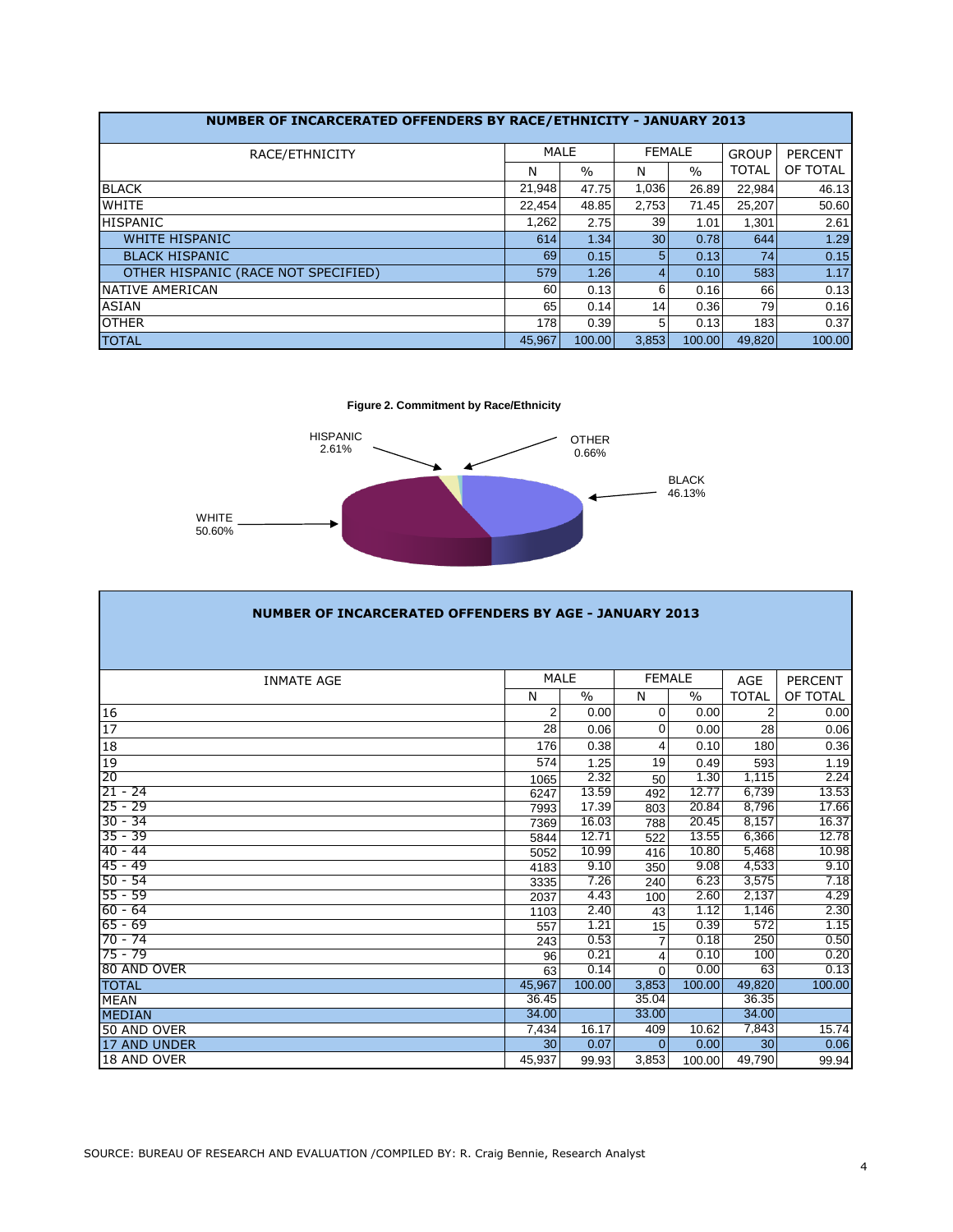## NUMBER OF INCARCERATED OFFENDERS BY RACE/ETHNICITY - JANUARY 2013

| RACE/ETHNICITY | MALE | | FEMALE | | GROUP | PERCENT |
|---|---|---|---|---|---|---|
| | N | % | N | % | TOTAL | OF TOTAL |
| BLACK | 21,948 | 47.75 | 1,036 | 26.89 | 22,984 | 46.13 |
| WHITE | 22,454 | 48.85 | 2,753 | 71.45 | 25,207 | 50.60 |
| HISPANIC | 1,262 | 2.75 | 39 | 1.01 | 1,301 | 2.61 |
| WHITE HISPANIC | 614 | 1.34 | 30 | 0.78 | 644 | 1.29 |
| BLACK HISPANIC | 69 | 0.15 | 5 | 0.13 | 74 | 0.15 |
| OTHER HISPANIC (RACE NOT SPECIFIED) | 579 | 1.26 | 4 | 0.10 | 583 | 1.17 |
| NATIVE AMERICAN | 60 | 0.13 | 6 | 0.16 | 66 | 0.13 |
| ASIAN | 65 | 0.14 | 14 | 0.36 | 79 | 0.16 |
| OTHER | 178 | 0.39 | 5 | 0.13 | 183 | 0.37 |
| TOTAL | 45,967 | 100.00 | 3,853 | 100.00 | 49,820 | 100.00 |

**Figure 2. Commitment by Race/Ethnicity**

HISPANIC 2.61%
OTHER 0.66%
BLACK 46.13%
WHITE 50.60%

## NUMBER OF INCARCERATED OFFENDERS BY AGE - JANUARY 2013

| INMATE AGE | MALE | | FEMALE | | AGE | PERCENT |
|---|---|---|---|---|---|---|
| | N | % | N | % | TOTAL | OF TOTAL |
| 16 | 2 | 0.00 | 0 | 0.00 | 2 | 0.00 |
| 17 | 28 | 0.06 | 0 | 0.00 | 28 | 0.06 |
| 18 | 176 | 0.38 | 4 | 0.10 | 180 | 0.36 |
| 19 | 574 | 1.25 | 19 | 0.49 | 593 | 1.19 |
| 20 | 1065 | 2.32 | 50 | 1.30 | 1,115 | 2.24 |
| 21 - 24 | 6247 | 13.59 | 492 | 12.77 | 6,739 | 13.53 |
| 25 - 29 | 7993 | 17.39 | 803 | 20.84 | 8,796 | 17.66 |
| 30 - 34 | 7369 | 16.03 | 788 | 20.45 | 8,157 | 16.37 |
| 35 - 39 | 5844 | 12.71 | 522 | 13.55 | 6,366 | 12.78 |
| 40 - 44 | 5052 | 10.99 | 416 | 10.80 | 5,468 | 10.98 |
| 45 - 49 | 4183 | 9.10 | 350 | 9.08 | 4,533 | 9.10 |
| 50 - 54 | 3335 | 7.26 | 240 | 6.23 | 3,575 | 7.18 |
| 55 - 59 | 2037 | 4.43 | 100 | 2.60 | 2,137 | 4.29 |
| 60 - 64 | 1103 | 2.40 | 43 | 1.12 | 1,146 | 2.30 |
| 65 - 69 | 557 | 1.21 | 15 | 0.39 | 572 | 1.15 |
| 70 - 74 | 243 | 0.53 | 7 | 0.18 | 250 | 0.50 |
| 75 - 79 | 96 | 0.21 | 4 | 0.10 | 100 | 0.20 |
| 80 AND OVER | 63 | 0.14 | 0 | 0.00 | 63 | 0.13 |
| TOTAL | 45,967 | 100.00 | 3,853 | 100.00 | 49,820 | 100.00 |
| MEAN | 36.45 | | 35.04 | | 36.35 | |
| MEDIAN | 34.00 | | 33.00 | | 34.00 | |
| 50 AND OVER | 7,434 | 16.17 | 409 | 10.62 | 7,843 | 15.74 |
| 17 AND UNDER | 30 | 0.07 | 0 | 0.00 | 30 | 0.06 |
| 18 AND OVER | 45,937 | 99.93 | 3,853 | 100.00 | 49,790 | 99.94 |

SOURCE: BUREAU OF RESEARCH AND EVALUATION /COMPILED BY: R. Craig Bennie, Research Analyst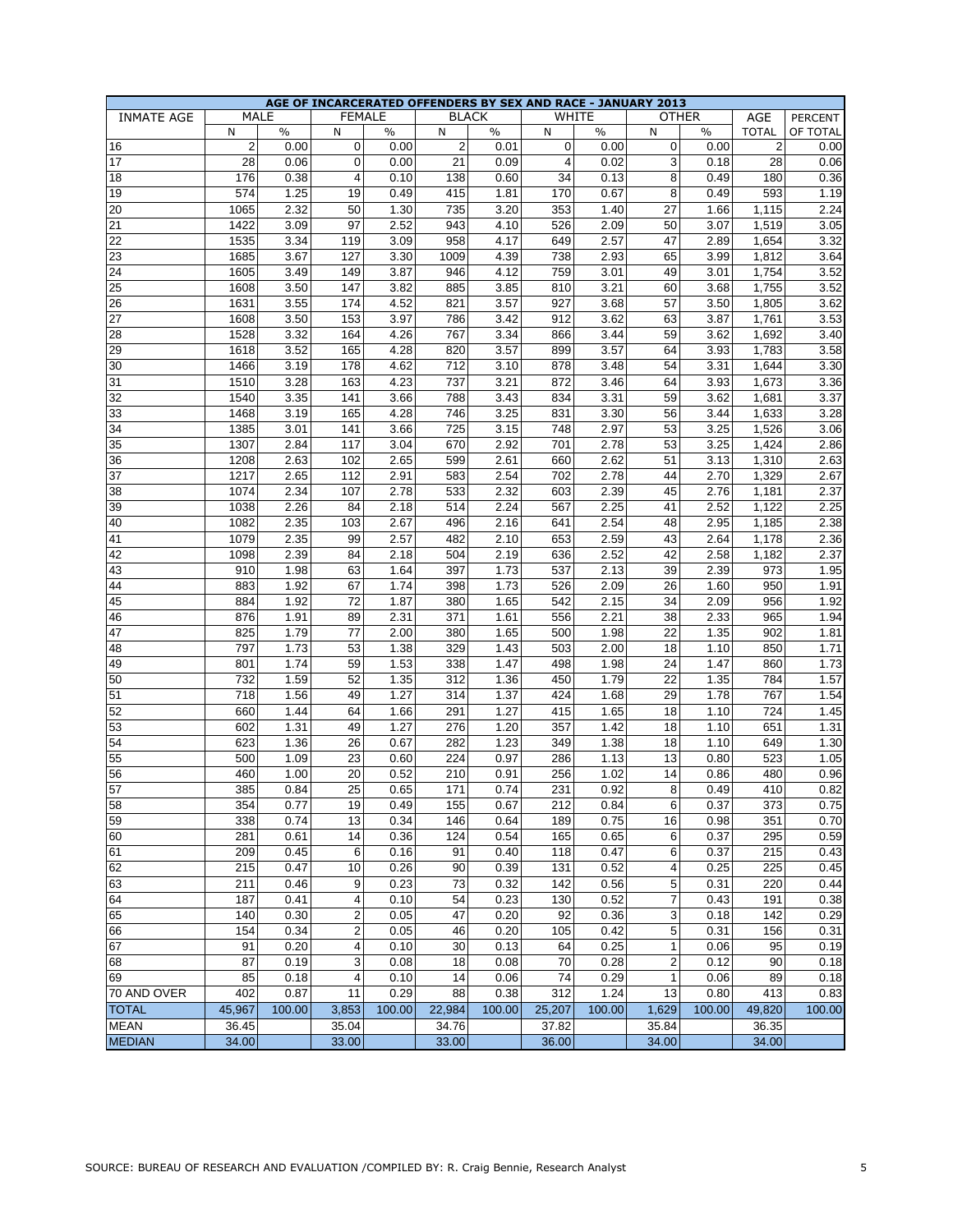| AGE OF INCARCERATED OFFENDERS BY SEX AND RACE - JANUARY 2013 | | | | | | | | | | | |
|---|---|---|---|---|---|---|---|---|---|---|---|
| INMATE AGE | MALE | | FEMALE | | BLACK | | WHITE | | OTHER | | AGE | PERCENT |
| | N | % | N | % | N | % | N | % | N | % | TOTAL | OF TOTAL |
| 16 | 2 | 0.00 | 0 | 0.00 | 2 | 0.01 | 0 | 0.00 | 0 | 0.00 | 2 | 0.00 |
| 17 | 28 | 0.06 | 0 | 0.00 | 21 | 0.09 | 4 | 0.02 | 3 | 0.18 | 28 | 0.06 |
| 18 | 176 | 0.38 | 4 | 0.10 | 138 | 0.60 | 34 | 0.13 | 8 | 0.49 | 180 | 0.36 |
| 19 | 574 | 1.25 | 19 | 0.49 | 415 | 1.81 | 170 | 0.67 | 8 | 0.49 | 593 | 1.19 |
| 20 | 1065 | 2.32 | 50 | 1.30 | 735 | 3.20 | 353 | 1.40 | 27 | 1.66 | 1,115 | 2.24 |
| 21 | 1422 | 3.09 | 97 | 2.52 | 943 | 4.10 | 526 | 2.09 | 50 | 3.07 | 1,519 | 3.05 |
| 22 | 1535 | 3.34 | 119 | 3.09 | 958 | 4.17 | 649 | 2.57 | 47 | 2.89 | 1,654 | 3.32 |
| 23 | 1685 | 3.67 | 127 | 3.30 | 1009 | 4.39 | 738 | 2.93 | 65 | 3.99 | 1,812 | 3.64 |
| 24 | 1605 | 3.49 | 149 | 3.87 | 946 | 4.12 | 759 | 3.01 | 49 | 3.01 | 1,754 | 3.52 |
| 25 | 1608 | 3.50 | 147 | 3.82 | 885 | 3.85 | 810 | 3.21 | 60 | 3.68 | 1,755 | 3.52 |
| 26 | 1631 | 3.55 | 174 | 4.52 | 821 | 3.57 | 927 | 3.68 | 57 | 3.50 | 1,805 | 3.62 |
| 27 | 1608 | 3.50 | 153 | 3.97 | 786 | 3.42 | 912 | 3.62 | 63 | 3.87 | 1,761 | 3.53 |
| 28 | 1528 | 3.32 | 164 | 4.26 | 767 | 3.34 | 866 | 3.44 | 59 | 3.62 | 1,692 | 3.40 |
| 29 | 1618 | 3.52 | 165 | 4.28 | 820 | 3.57 | 899 | 3.57 | 64 | 3.93 | 1,783 | 3.58 |
| 30 | 1466 | 3.19 | 178 | 4.62 | 712 | 3.10 | 878 | 3.48 | 54 | 3.31 | 1,644 | 3.30 |
| 31 | 1510 | 3.28 | 163 | 4.23 | 737 | 3.21 | 872 | 3.46 | 64 | 3.93 | 1,673 | 3.36 |
| 32 | 1540 | 3.35 | 141 | 3.66 | 788 | 3.43 | 834 | 3.31 | 59 | 3.62 | 1,681 | 3.37 |
| 33 | 1468 | 3.19 | 165 | 4.28 | 746 | 3.25 | 831 | 3.30 | 56 | 3.44 | 1,633 | 3.28 |
| 34 | 1385 | 3.01 | 141 | 3.66 | 725 | 3.15 | 748 | 2.97 | 53 | 3.25 | 1,526 | 3.06 |
| 35 | 1307 | 2.84 | 117 | 3.04 | 670 | 2.92 | 701 | 2.78 | 53 | 3.25 | 1,424 | 2.86 |
| 36 | 1208 | 2.63 | 102 | 2.65 | 599 | 2.61 | 660 | 2.62 | 51 | 3.13 | 1,310 | 2.63 |
| 37 | 1217 | 2.65 | 112 | 2.91 | 583 | 2.54 | 702 | 2.78 | 44 | 2.70 | 1,329 | 2.67 |
| 38 | 1074 | 2.34 | 107 | 2.78 | 533 | 2.32 | 603 | 2.39 | 45 | 2.76 | 1,181 | 2.37 |
| 39 | 1038 | 2.26 | 84 | 2.18 | 514 | 2.24 | 567 | 2.25 | 41 | 2.52 | 1,122 | 2.25 |
| 40 | 1082 | 2.35 | 103 | 2.67 | 496 | 2.16 | 641 | 2.54 | 48 | 2.95 | 1,185 | 2.38 |
| 41 | 1079 | 2.35 | 99 | 2.57 | 482 | 2.10 | 653 | 2.59 | 43 | 2.64 | 1,178 | 2.36 |
| 42 | 1098 | 2.39 | 84 | 2.18 | 504 | 2.19 | 636 | 2.52 | 42 | 2.58 | 1,182 | 2.37 |
| 43 | 910 | 1.98 | 63 | 1.64 | 397 | 1.73 | 537 | 2.13 | 39 | 2.39 | 973 | 1.95 |
| 44 | 883 | 1.92 | 67 | 1.74 | 398 | 1.73 | 526 | 2.09 | 26 | 1.60 | 950 | 1.91 |
| 45 | 884 | 1.92 | 72 | 1.87 | 380 | 1.65 | 542 | 2.15 | 34 | 2.09 | 956 | 1.92 |
| 46 | 876 | 1.91 | 89 | 2.31 | 371 | 1.61 | 556 | 2.21 | 38 | 2.33 | 965 | 1.94 |
| 47 | 825 | 1.79 | 77 | 2.00 | 380 | 1.65 | 500 | 1.98 | 22 | 1.35 | 902 | 1.81 |
| 48 | 797 | 1.73 | 53 | 1.38 | 329 | 1.43 | 503 | 2.00 | 18 | 1.10 | 850 | 1.71 |
| 49 | 801 | 1.74 | 59 | 1.53 | 338 | 1.47 | 498 | 1.98 | 24 | 1.47 | 860 | 1.73 |
| 50 | 732 | 1.59 | 52 | 1.35 | 312 | 1.36 | 450 | 1.79 | 22 | 1.35 | 784 | 1.57 |
| 51 | 718 | 1.56 | 49 | 1.27 | 314 | 1.37 | 424 | 1.68 | 29 | 1.78 | 767 | 1.54 |
| 52 | 660 | 1.44 | 64 | 1.66 | 291 | 1.27 | 415 | 1.65 | 18 | 1.10 | 724 | 1.45 |
| 53 | 602 | 1.31 | 49 | 1.27 | 276 | 1.20 | 357 | 1.42 | 18 | 1.10 | 651 | 1.31 |
| 54 | 623 | 1.36 | 26 | 0.67 | 282 | 1.23 | 349 | 1.38 | 18 | 1.10 | 649 | 1.30 |
| 55 | 500 | 1.09 | 23 | 0.60 | 224 | 0.97 | 286 | 1.13 | 13 | 0.80 | 523 | 1.05 |
| 56 | 460 | 1.00 | 20 | 0.52 | 210 | 0.91 | 256 | 1.02 | 14 | 0.86 | 480 | 0.96 |
| 57 | 385 | 0.84 | 25 | 0.65 | 171 | 0.74 | 231 | 0.92 | 8 | 0.49 | 410 | 0.82 |
| 58 | 354 | 0.77 | 19 | 0.49 | 155 | 0.67 | 212 | 0.84 | 6 | 0.37 | 373 | 0.75 |
| 59 | 338 | 0.74 | 13 | 0.34 | 146 | 0.64 | 189 | 0.75 | 16 | 0.98 | 351 | 0.70 |
| 60 | 281 | 0.61 | 14 | 0.36 | 124 | 0.54 | 165 | 0.65 | 6 | 0.37 | 295 | 0.59 |
| 61 | 209 | 0.45 | 6 | 0.16 | 91 | 0.40 | 118 | 0.47 | 6 | 0.37 | 215 | 0.43 |
| 62 | 215 | 0.47 | 10 | 0.26 | 90 | 0.39 | 131 | 0.52 | 4 | 0.25 | 225 | 0.45 |
| 63 | 211 | 0.46 | 9 | 0.23 | 73 | 0.32 | 142 | 0.56 | 5 | 0.31 | 220 | 0.44 |
| 64 | 187 | 0.41 | 4 | 0.10 | 54 | 0.23 | 130 | 0.52 | 7 | 0.43 | 191 | 0.38 |
| 65 | 140 | 0.30 | 2 | 0.05 | 47 | 0.20 | 92 | 0.36 | 3 | 0.18 | 142 | 0.29 |
| 66 | 154 | 0.34 | 2 | 0.05 | 46 | 0.20 | 105 | 0.42 | 5 | 0.31 | 156 | 0.31 |
| 67 | 91 | 0.20 | 4 | 0.10 | 30 | 0.13 | 64 | 0.25 | 1 | 0.06 | 95 | 0.19 |
| 68 | 87 | 0.19 | 3 | 0.08 | 18 | 0.08 | 70 | 0.28 | 2 | 0.12 | 90 | 0.18 |
| 69 | 85 | 0.18 | 4 | 0.10 | 14 | 0.06 | 74 | 0.29 | 1 | 0.06 | 89 | 0.18 |
| 70 AND OVER | 402 | 0.87 | 11 | 0.29 | 88 | 0.38 | 312 | 1.24 | 13 | 0.80 | 413 | 0.83 |
| TOTAL | 45,967 | 100.00 | 3,853 | 100.00 | 22,984 | 100.00 | 25,207 | 100.00 | 1,629 | 100.00 | 49,820 | 100.00 |
| MEAN | 36.45 | | 35.04 | | 34.76 | | 37.82 | | 35.84 | | 36.35 | |
| MEDIAN | 34.00 | | 33.00 | | 33.00 | | 36.00 | | 34.00 | | 34.00 | |

SOURCE: BUREAU OF RESEARCH AND EVALUATION /COMPILED BY: R. Craig Bennie, Research Analyst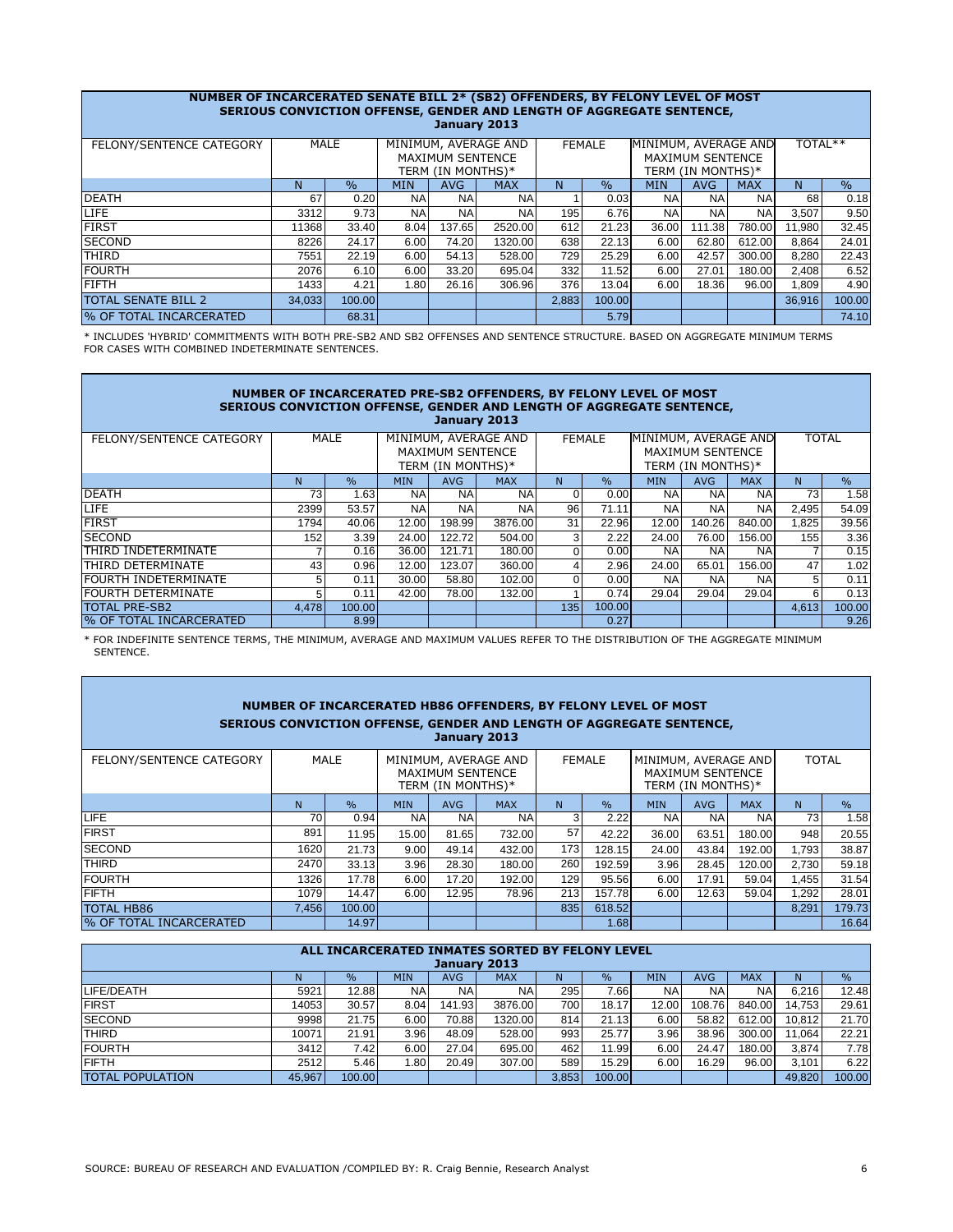## NUMBER OF INCARCERATED SENATE BILL 2* (SB2) OFFENDERS, BY FELONY LEVEL OF MOST SERIOUS CONVICTION OFFENSE, GENDER AND LENGTH OF AGGREGATE SENTENCE, January 2013

| FELONY/SENTENCE CATEGORY | MALE | | MINIMUM, AVERAGE AND MAXIMUM SENTENCE TERM (IN MONTHS)* | | | FEMALE | | MINIMUM, AVERAGE AND MAXIMUM SENTENCE TERM (IN MONTHS)* | | | TOTAL** | |
|---|---|---|---|---|---|---|---|---|---|---|---|---|
| | N | % | MIN | AVG | MAX | N | % | MIN | AVG | MAX | N | % |
| DEATH | 67 | 0.20 | NA | NA | NA | 1 | 0.03 | NA | NA | NA | 68 | 0.18 |
| LIFE | 3312 | 9.73 | NA | NA | NA | 195 | 6.76 | NA | NA | NA | 3,507 | 9.50 |
| FIRST | 11368 | 33.40 | 8.04 | 137.65 | 2520.00 | 612 | 21.23 | 36.00 | 111.38 | 780.00 | 11,980 | 32.45 |
| SECOND | 8226 | 24.17 | 6.00 | 74.20 | 1320.00 | 638 | 22.13 | 6.00 | 62.80 | 612.00 | 8,864 | 24.01 |
| THIRD | 7551 | 22.19 | 6.00 | 54.13 | 528.00 | 729 | 25.29 | 6.00 | 42.57 | 300.00 | 8,280 | 22.43 |
| FOURTH | 2076 | 6.10 | 6.00 | 33.20 | 695.04 | 332 | 11.52 | 6.00 | 27.01 | 180.00 | 2,408 | 6.52 |
| FIFTH | 1433 | 4.21 | 1.80 | 26.16 | 306.96 | 376 | 13.04 | 6.00 | 18.36 | 96.00 | 1,809 | 4.90 |
| TOTAL SENATE BILL 2 | 34,033 | 100.00 | | | | 2,883 | 100.00 | | | | 36,916 | 100.00 |
| % OF TOTAL INCARCERATED | | 68.31 | | | | | 5.79 | | | | | 74.10 |

* INCLUDES 'HYBRID' COMMITMENTS WITH BOTH PRE-SB2 AND SB2 OFFENSES AND SENTENCE STRUCTURE. BASED ON AGGREGATE MINIMUM TERMS FOR CASES WITH COMBINED INDETERMINATE SENTENCES.

## NUMBER OF INCARCERATED PRE-SB2 OFFENDERS, BY FELONY LEVEL OF MOST SERIOUS CONVICTION OFFENSE, GENDER AND LENGTH OF AGGREGATE SENTENCE, January 2013

| FELONY/SENTENCE CATEGORY | MALE | | MINIMUM, AVERAGE AND MAXIMUM SENTENCE TERM (IN MONTHS)* | | | FEMALE | | MINIMUM, AVERAGE AND MAXIMUM SENTENCE TERM (IN MONTHS)* | | | TOTAL | |
|---|---|---|---|---|---|---|---|---|---|---|---|---|
| | N | % | MIN | AVG | MAX | N | % | MIN | AVG | MAX | N | % |
| DEATH | 73 | 1.63 | NA | NA | NA | 0 | 0.00 | NA | NA | NA | 73 | 1.58 |
| LIFE | 2399 | 53.57 | NA | NA | NA | 96 | 71.11 | NA | NA | NA | 2,495 | 54.09 |
| FIRST | 1794 | 40.06 | 12.00 | 198.99 | 3876.00 | 31 | 22.96 | 12.00 | 140.26 | 840.00 | 1,825 | 39.56 |
| SECOND | 152 | 3.39 | 24.00 | 122.72 | 504.00 | 3 | 2.22 | 24.00 | 76.00 | 156.00 | 155 | 3.36 |
| THIRD INDETERMINATE | 7 | 0.16 | 36.00 | 121.71 | 180.00 | 0 | 0.00 | NA | NA | NA | 7 | 0.15 |
| THIRD DETERMINATE | 43 | 0.96 | 12.00 | 123.07 | 360.00 | 4 | 2.96 | 24.00 | 65.01 | 156.00 | 47 | 1.02 |
| FOURTH INDETERMINATE | 5 | 0.11 | 30.00 | 58.80 | 102.00 | 0 | 0.00 | NA | NA | NA | 5 | 0.11 |
| FOURTH DETERMINATE | 5 | 0.11 | 42.00 | 78.00 | 132.00 | 1 | 0.74 | 29.04 | 29.04 | 29.04 | 6 | 0.13 |
| TOTAL PRE-SB2 | 4,478 | 100.00 | | | | 135 | 100.00 | | | | 4,613 | 100.00 |
| % OF TOTAL INCARCERATED | | 8.99 | | | | | 0.27 | | | | | 9.26 |

* FOR INDEFINITE SENTENCE TERMS, THE MINIMUM, AVERAGE AND MAXIMUM VALUES REFER TO THE DISTRIBUTION OF THE AGGREGATE MINIMUM SENTENCE.

## NUMBER OF INCARCERATED HB86 OFFENDERS, BY FELONY LEVEL OF MOST SERIOUS CONVICTION OFFENSE, GENDER AND LENGTH OF AGGREGATE SENTENCE, January 2013

| FELONY/SENTENCE CATEGORY | MALE | | MINIMUM, AVERAGE AND MAXIMUM SENTENCE TERM (IN MONTHS)* | | | FEMALE | | MINIMUM, AVERAGE AND MAXIMUM SENTENCE TERM (IN MONTHS)* | | | TOTAL | |
|---|---|---|---|---|---|---|---|---|---|---|---|---|
| | N | % | MIN | AVG | MAX | N | % | MIN | AVG | MAX | N | % |
| LIFE | 70 | 0.94 | NA | NA | NA | 3 | 2.22 | NA | NA | NA | 73 | 1.58 |
| FIRST | 891 | 11.95 | 15.00 | 81.65 | 732.00 | 57 | 42.22 | 36.00 | 63.51 | 180.00 | 948 | 20.55 |
| SECOND | 1620 | 21.73 | 9.00 | 49.14 | 432.00 | 173 | 128.15 | 24.00 | 43.84 | 192.00 | 1,793 | 38.87 |
| THIRD | 2470 | 33.13 | 3.96 | 28.30 | 180.00 | 260 | 192.59 | 3.96 | 28.45 | 120.00 | 2,730 | 59.18 |
| FOURTH | 1326 | 17.78 | 6.00 | 17.20 | 192.00 | 129 | 95.56 | 6.00 | 17.91 | 59.04 | 1,455 | 31.54 |
| FIFTH | 1079 | 14.47 | 6.00 | 12.95 | 78.96 | 213 | 157.78 | 6.00 | 12.63 | 59.04 | 1,292 | 28.01 |
| TOTAL HB86 | 7,456 | 100.00 | | | | 835 | 618.52 | | | | 8,291 | 179.73 |
| % OF TOTAL INCARCERATED | | 14.97 | | | | | 1.68 | | | | | 16.64 |

## ALL INCARCERATED INMATES SORTED BY FELONY LEVEL, January 2013

| | N | % | MIN | AVG | MAX | N | % | MIN | AVG | MAX | N | % |
|---|---|---|---|---|---|---|---|---|---|---|---|---|
| LIFE/DEATH | 5921 | 12.88 | NA | NA | NA | 295 | 7.66 | NA | NA | NA | 6,216 | 12.48 |
| FIRST | 14053 | 30.57 | 8.04 | 141.93 | 3876.00 | 700 | 18.17 | 12.00 | 108.76 | 840.00 | 14,753 | 29.61 |
| SECOND | 9998 | 21.75 | 6.00 | 70.88 | 1320.00 | 814 | 21.13 | 6.00 | 58.82 | 612.00 | 10,812 | 21.70 |
| THIRD | 10071 | 21.91 | 3.96 | 48.09 | 528.00 | 993 | 25.77 | 3.96 | 38.96 | 300.00 | 11,064 | 22.21 |
| FOURTH | 3412 | 7.42 | 6.00 | 27.04 | 695.00 | 462 | 11.99 | 6.00 | 24.47 | 180.00 | 3,874 | 7.78 |
| FIFTH | 2512 | 5.46 | 1.80 | 20.49 | 307.00 | 589 | 15.29 | 6.00 | 16.29 | 96.00 | 3,101 | 6.22 |
| TOTAL POPULATION | 45,967 | 100.00 | | | | 3,853 | 100.00 | | | | 49,820 | 100.00 |

SOURCE: BUREAU OF RESEARCH AND EVALUATION /COMPILED BY: R. Craig Bennie, Research Analyst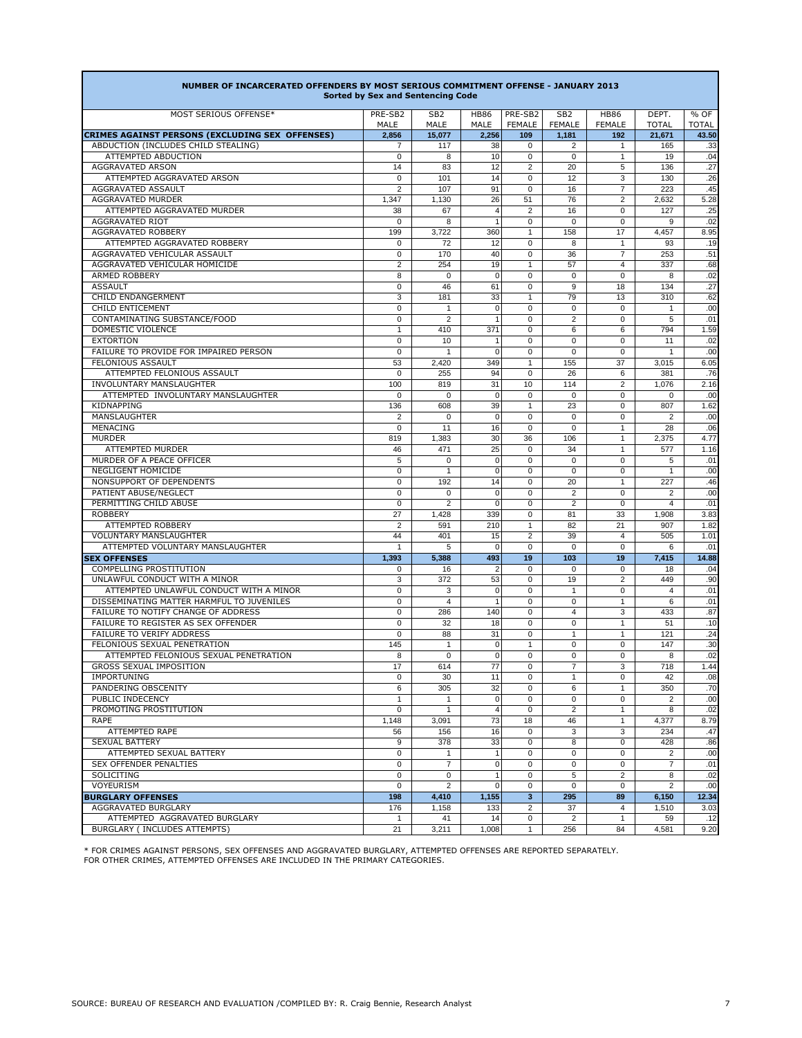## NUMBER OF INCARCERATED OFFENDERS BY MOST SERIOUS COMMITMENT OFFENSE - JANUARY 2013
### Sorted by Sex and Sentencing Code

| MOST SERIOUS OFFENSE* | PRE-SB2 MALE | SB2 MALE | HB86 MALE | PRE-SB2 FEMALE | SB2 FEMALE | HB86 FEMALE | DEPT. TOTAL | % OF TOTAL |
|---|---|---|---|---|---|---|---|---|
| **CRIMES AGAINST PERSONS (EXCLUDING SEX OFFENSES)** | **2,856** | **15,077** | **2,256** | **109** | **1,181** | **192** | **21,671** | **43.50** |
| ABDUCTION (INCLUDES CHILD STEALING) | 7 | 117 | 38 | 0 | 2 | 1 | 165 | .33 |
| ATTEMPTED ABDUCTION | 0 | 8 | 10 | 0 | 0 | 1 | 19 | .04 |
| AGGRAVATED ARSON | 14 | 83 | 12 | 2 | 20 | 5 | 136 | .27 |
| ATTEMPTED AGGRAVATED ARSON | 0 | 101 | 14 | 0 | 12 | 3 | 130 | .26 |
| AGGRAVATED ASSAULT | 2 | 107 | 91 | 0 | 16 | 7 | 223 | .45 |
| AGGRAVATED MURDER | 1,347 | 1,130 | 26 | 51 | 76 | 2 | 2,632 | 5.28 |
| ATTEMPTED AGGRAVATED MURDER | 38 | 67 | 4 | 2 | 16 | 0 | 127 | .25 |
| AGGRAVATED RIOT | 0 | 8 | 1 | 0 | 0 | 0 | 9 | .02 |
| AGGRAVATED ROBBERY | 199 | 3,722 | 360 | 1 | 158 | 17 | 4,457 | 8.95 |
| ATTEMPTED AGGRAVATED ROBBERY | 0 | 72 | 12 | 0 | 8 | 1 | 93 | .19 |
| AGGRAVATED VEHICULAR ASSAULT | 0 | 170 | 40 | 0 | 36 | 7 | 253 | .51 |
| AGGRAVATED VEHICULAR HOMICIDE | 2 | 254 | 19 | 1 | 57 | 4 | 337 | .68 |
| ARMED ROBBERY | 8 | 0 | 0 | 0 | 0 | 0 | 8 | .02 |
| ASSAULT | 0 | 46 | 61 | 0 | 9 | 18 | 134 | .27 |
| CHILD ENDANGERMENT | 3 | 181 | 33 | 1 | 79 | 13 | 310 | .62 |
| CHILD ENTICEMENT | 0 | 1 | 0 | 0 | 0 | 0 | 1 | .00 |
| CONTAMINATING SUBSTANCE/FOOD | 0 | 2 | 1 | 0 | 2 | 0 | 5 | .01 |
| DOMESTIC VIOLENCE | 1 | 410 | 371 | 0 | 6 | 6 | 794 | 1.59 |
| EXTORTION | 0 | 10 | 1 | 0 | 0 | 0 | 11 | .02 |
| FAILURE TO PROVIDE FOR IMPAIRED PERSON | 0 | 1 | 0 | 0 | 0 | 0 | 1 | .00 |
| FELONIOUS ASSAULT | 53 | 2,420 | 349 | 1 | 155 | 37 | 3,015 | 6.05 |
| ATTEMPTED FELONIOUS ASSAULT | 0 | 255 | 94 | 0 | 26 | 6 | 381 | .76 |
| INVOLUNTARY MANSLAUGHTER | 100 | 819 | 31 | 10 | 114 | 2 | 1,076 | 2.16 |
| ATTEMPTED INVOLUNTARY MANSLAUGHTER | 0 | 0 | 0 | 0 | 0 | 0 | 0 | .00 |
| KIDNAPPING | 136 | 608 | 39 | 1 | 23 | 0 | 807 | 1.62 |
| MANSLAUGHTER | 2 | 0 | 0 | 0 | 0 | 0 | 2 | .00 |
| MENACING | 0 | 11 | 16 | 0 | 0 | 1 | 28 | .06 |
| MURDER | 819 | 1,383 | 30 | 36 | 106 | 1 | 2,375 | 4.77 |
| ATTEMPTED MURDER | 46 | 471 | 25 | 0 | 34 | 1 | 577 | 1.16 |
| MURDER OF A PEACE OFFICER | 5 | 0 | 0 | 0 | 0 | 0 | 5 | .01 |
| NEGLIGENT HOMICIDE | 0 | 1 | 0 | 0 | 0 | 0 | 1 | .00 |
| NONSUPPORT OF DEPENDENTS | 0 | 192 | 14 | 0 | 20 | 1 | 227 | .46 |
| PATIENT ABUSE/NEGLECT | 0 | 0 | 0 | 0 | 2 | 0 | 2 | .00 |
| PERMITTING CHILD ABUSE | 0 | 2 | 0 | 0 | 2 | 0 | 4 | .01 |
| ROBBERY | 27 | 1,428 | 339 | 0 | 81 | 33 | 1,908 | 3.83 |
| ATTEMPTED ROBBERY | 2 | 591 | 210 | 1 | 82 | 21 | 907 | 1.82 |
| VOLUNTARY MANSLAUGHTER | 44 | 401 | 15 | 2 | 39 | 4 | 505 | 1.01 |
| ATTEMPTED VOLUNTARY MANSLAUGHTER | 1 | 5 | 0 | 0 | 0 | 0 | 6 | .01 |
| **SEX OFFENSES** | **1,393** | **5,388** | **493** | **19** | **103** | **19** | **7,415** | **14.88** |
| COMPELLING PROSTITUTION | 0 | 16 | 2 | 0 | 0 | 0 | 18 | .04 |
| UNLAWFUL CONDUCT WITH A MINOR | 3 | 372 | 53 | 0 | 19 | 2 | 449 | .90 |
| ATTEMPTED UNLAWFUL CONDUCT WITH A MINOR | 0 | 3 | 0 | 0 | 1 | 0 | 4 | .01 |
| DISSEMINATING MATTER HARMFUL TO JUVENILES | 0 | 4 | 1 | 0 | 0 | 1 | 6 | .01 |
| FAILURE TO NOTIFY CHANGE OF ADDRESS | 0 | 286 | 140 | 0 | 4 | 3 | 433 | .87 |
| FAILURE TO REGISTER AS SEX OFFENDER | 0 | 32 | 18 | 0 | 0 | 1 | 51 | .10 |
| FAILURE TO VERIFY ADDRESS | 0 | 88 | 31 | 0 | 1 | 1 | 121 | .24 |
| FELONIOUS SEXUAL PENETRATION | 145 | 1 | 0 | 1 | 0 | 0 | 147 | .30 |
| ATTEMPTED FELONIOUS SEXUAL PENETRATION | 8 | 0 | 0 | 0 | 0 | 0 | 8 | .02 |
| GROSS SEXUAL IMPOSITION | 17 | 614 | 77 | 0 | 7 | 3 | 718 | 1.44 |
| IMPORTUNING | 0 | 30 | 11 | 0 | 1 | 0 | 42 | .08 |
| PANDERING OBSCENITY | 6 | 305 | 32 | 0 | 6 | 1 | 350 | .70 |
| PUBLIC INDECENCY | 1 | 1 | 0 | 0 | 0 | 0 | 2 | .00 |
| PROMOTING PROSTITUTION | 0 | 1 | 4 | 0 | 2 | 1 | 8 | .02 |
| RAPE | 1,148 | 3,091 | 73 | 18 | 46 | 1 | 4,377 | 8.79 |
| ATTEMPTED RAPE | 56 | 156 | 16 | 0 | 3 | 3 | 234 | .47 |
| SEXUAL BATTERY | 9 | 378 | 33 | 0 | 8 | 0 | 428 | .86 |
| ATTEMPTED SEXUAL BATTERY | 0 | 1 | 1 | 0 | 0 | 0 | 2 | .00 |
| SEX OFFENDER PENALTIES | 0 | 7 | 0 | 0 | 0 | 0 | 7 | .01 |
| SOLICITING | 0 | 0 | 1 | 0 | 5 | 2 | 8 | .02 |
| VOYEURISM | 0 | 2 | 0 | 0 | 0 | 0 | 2 | .00 |
| **BURGLARY OFFENSES** | **198** | **4,410** | **1,155** | **3** | **295** | **89** | **6,150** | **12.34** |
| AGGRAVATED BURGLARY | 176 | 1,158 | 133 | 2 | 37 | 4 | 1,510 | 3.03 |
| ATTEMPTED AGGRAVATED BURGLARY | 1 | 41 | 14 | 0 | 2 | 1 | 59 | .12 |
| BURGLARY ( INCLUDES ATTEMPTS) | 21 | 3,211 | 1,008 | 1 | 256 | 84 | 4,581 | 9.20 |

* FOR CRIMES AGAINST PERSONS, SEX OFFENSES AND AGGRAVATED BURGLARY, ATTEMPTED OFFENSES ARE REPORTED SEPARATELY.
FOR OTHER CRIMES, ATTEMPTED OFFENSES ARE INCLUDED IN THE PRIMARY CATEGORIES.

SOURCE: BUREAU OF RESEARCH AND EVALUATION /COMPILED BY: R. Craig Bennie, Research Analyst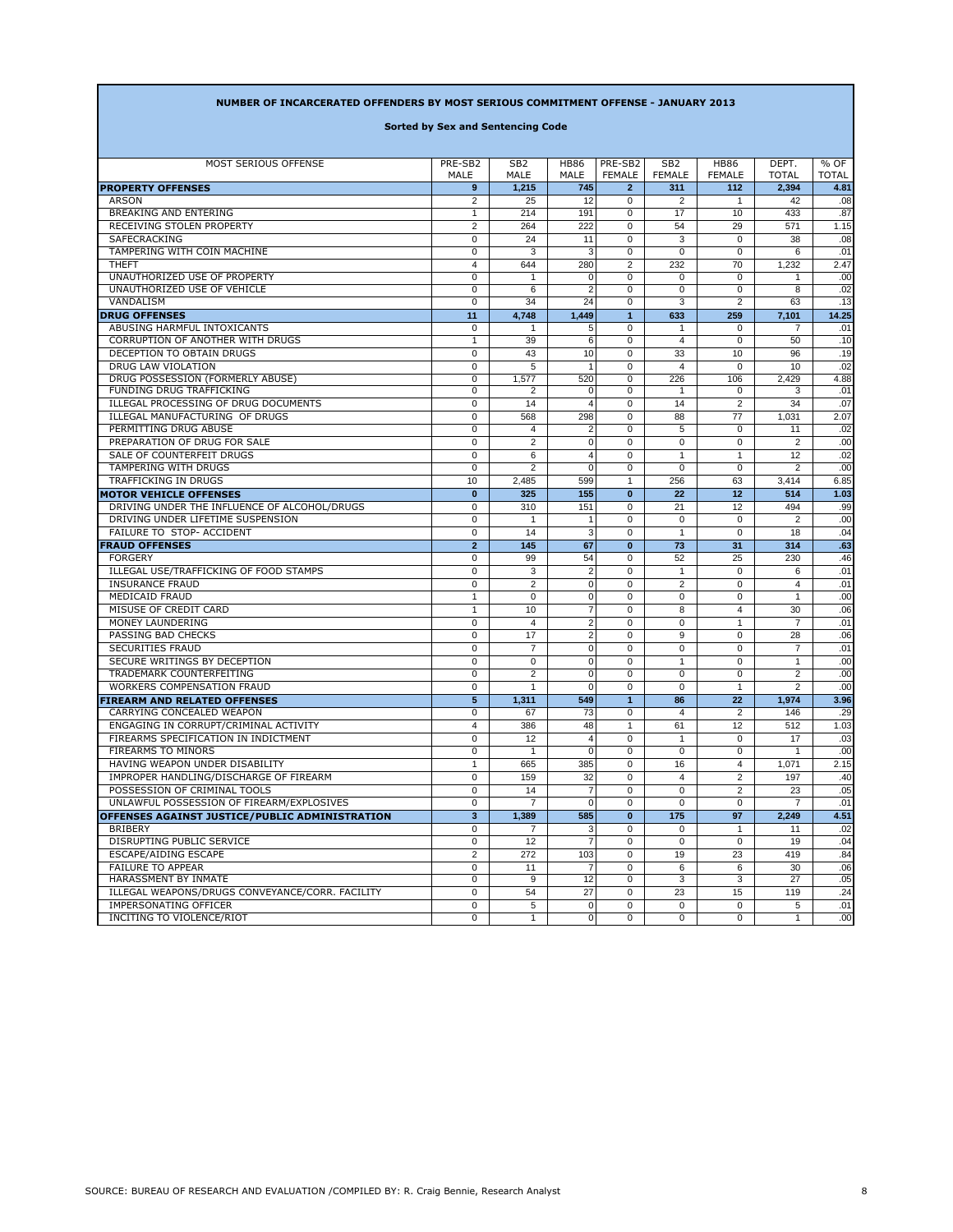**NUMBER OF INCARCERATED OFFENDERS BY MOST SERIOUS COMMITMENT OFFENSE - JANUARY 2013**

**Sorted by Sex and Sentencing Code**

| MOST SERIOUS OFFENSE | PRE-SB2 MALE | SB2 MALE | HB86 MALE | PRE-SB2 FEMALE | SB2 FEMALE | HB86 FEMALE | DEPT. TOTAL | % OF TOTAL |
|---|---|---|---|---|---|---|---|---|
| **PROPERTY OFFENSES** | **9** | **1,215** | **745** | **2** | **311** | **112** | **2,394** | **4.81** |
| ARSON | 2 | 25 | 12 | 0 | 2 | 1 | 42 | .08 |
| BREAKING AND ENTERING | 1 | 214 | 191 | 0 | 17 | 10 | 433 | .87 |
| RECEIVING STOLEN PROPERTY | 2 | 264 | 222 | 0 | 54 | 29 | 571 | 1.15 |
| SAFECRACKING | 0 | 24 | 11 | 0 | 3 | 0 | 38 | .08 |
| TAMPERING WITH COIN MACHINE | 0 | 3 | 3 | 0 | 0 | 0 | 6 | .01 |
| THEFT | 4 | 644 | 280 | 2 | 232 | 70 | 1,232 | 2.47 |
| UNAUTHORIZED USE OF PROPERTY | 0 | 1 | 0 | 0 | 0 | 0 | 1 | .00 |
| UNAUTHORIZED USE OF VEHICLE | 0 | 6 | 2 | 0 | 0 | 0 | 8 | .02 |
| VANDALISM | 0 | 34 | 24 | 0 | 3 | 2 | 63 | .13 |
| **DRUG OFFENSES** | **11** | **4,748** | **1,449** | **1** | **633** | **259** | **7,101** | **14.25** |
| ABUSING HARMFUL INTOXICANTS | 0 | 1 | 5 | 0 | 1 | 0 | 7 | .01 |
| CORRUPTION OF ANOTHER WITH DRUGS | 1 | 39 | 6 | 0 | 4 | 0 | 50 | .10 |
| DECEPTION TO OBTAIN DRUGS | 0 | 43 | 10 | 0 | 33 | 10 | 96 | .19 |
| DRUG LAW VIOLATION | 0 | 5 | 1 | 0 | 4 | 0 | 10 | .02 |
| DRUG POSSESSION (FORMERLY ABUSE) | 0 | 1,577 | 520 | 0 | 226 | 106 | 2,429 | 4.88 |
| FUNDING DRUG TRAFFICKING | 0 | 2 | 0 | 0 | 1 | 0 | 3 | .01 |
| ILLEGAL PROCESSING OF DRUG DOCUMENTS | 0 | 14 | 4 | 0 | 14 | 2 | 34 | .07 |
| ILLEGAL MANUFACTURING OF DRUGS | 0 | 568 | 298 | 0 | 88 | 77 | 1,031 | 2.07 |
| PERMITTING DRUG ABUSE | 0 | 4 | 2 | 0 | 5 | 0 | 11 | .02 |
| PREPARATION OF DRUG FOR SALE | 0 | 2 | 0 | 0 | 0 | 0 | 2 | .00 |
| SALE OF COUNTERFEIT DRUGS | 0 | 6 | 4 | 0 | 1 | 1 | 12 | .02 |
| TAMPERING WITH DRUGS | 0 | 2 | 0 | 0 | 0 | 0 | 2 | .00 |
| TRAFFICKING IN DRUGS | 10 | 2,485 | 599 | 1 | 256 | 63 | 3,414 | 6.85 |
| **MOTOR VEHICLE OFFENSES** | **0** | **325** | **155** | **0** | **22** | **12** | **514** | **1.03** |
| DRIVING UNDER THE INFLUENCE OF ALCOHOL/DRUGS | 0 | 310 | 151 | 0 | 21 | 12 | 494 | .99 |
| DRIVING UNDER LIFETIME SUSPENSION | 0 | 1 | 1 | 0 | 0 | 0 | 2 | .00 |
| FAILURE TO STOP- ACCIDENT | 0 | 14 | 3 | 0 | 1 | 0 | 18 | .04 |
| **FRAUD OFFENSES** | **2** | **145** | **67** | **0** | **73** | **31** | **314** | **.63** |
| FORGERY | 0 | 99 | 54 | 0 | 52 | 25 | 230 | .46 |
| ILLEGAL USE/TRAFFICKING OF FOOD STAMPS | 0 | 3 | 2 | 0 | 1 | 0 | 6 | .01 |
| INSURANCE FRAUD | 0 | 2 | 0 | 0 | 2 | 0 | 4 | .01 |
| MEDICAID FRAUD | 1 | 0 | 0 | 0 | 0 | 0 | 1 | .00 |
| MISUSE OF CREDIT CARD | 1 | 10 | 7 | 0 | 8 | 4 | 30 | .06 |
| MONEY LAUNDERING | 0 | 4 | 2 | 0 | 0 | 1 | 7 | .01 |
| PASSING BAD CHECKS | 0 | 17 | 2 | 0 | 9 | 0 | 28 | .06 |
| SECURITIES FRAUD | 0 | 7 | 0 | 0 | 0 | 0 | 7 | .01 |
| SECURE WRITINGS BY DECEPTION | 0 | 0 | 0 | 0 | 1 | 0 | 1 | .00 |
| TRADEMARK COUNTERFEITING | 0 | 2 | 0 | 0 | 0 | 0 | 2 | .00 |
| WORKERS COMPENSATION FRAUD | 0 | 1 | 0 | 0 | 0 | 1 | 2 | .00 |
| **FIREARM AND RELATED OFFENSES** | **5** | **1,311** | **549** | **1** | **86** | **22** | **1,974** | **3.96** |
| CARRYING CONCEALED WEAPON | 0 | 67 | 73 | 0 | 4 | 2 | 146 | .29 |
| ENGAGING IN CORRUPT/CRIMINAL ACTIVITY | 4 | 386 | 48 | 1 | 61 | 12 | 512 | 1.03 |
| FIREARMS SPECIFICATION IN INDICTMENT | 0 | 12 | 4 | 0 | 1 | 0 | 17 | .03 |
| FIREARMS TO MINORS | 0 | 1 | 0 | 0 | 0 | 0 | 1 | .00 |
| HAVING WEAPON UNDER DISABILITY | 1 | 665 | 385 | 0 | 16 | 4 | 1,071 | 2.15 |
| IMPROPER HANDLING/DISCHARGE OF FIREARM | 0 | 159 | 32 | 0 | 4 | 2 | 197 | .40 |
| POSSESSION OF CRIMINAL TOOLS | 0 | 14 | 7 | 0 | 0 | 2 | 23 | .05 |
| UNLAWFUL POSSESSION OF FIREARM/EXPLOSIVES | 0 | 7 | 0 | 0 | 0 | 0 | 7 | .01 |
| **OFFENSES AGAINST JUSTICE/PUBLIC ADMINISTRATION** | **3** | **1,389** | **585** | **0** | **175** | **97** | **2,249** | **4.51** |
| BRIBERY | 0 | 7 | 3 | 0 | 0 | 1 | 11 | .02 |
| DISRUPTING PUBLIC SERVICE | 0 | 12 | 7 | 0 | 0 | 0 | 19 | .04 |
| ESCAPE/AIDING ESCAPE | 2 | 272 | 103 | 0 | 19 | 23 | 419 | .84 |
| FAILURE TO APPEAR | 0 | 11 | 7 | 0 | 6 | 6 | 30 | .06 |
| HARASSMENT BY INMATE | 0 | 9 | 12 | 0 | 3 | 3 | 27 | .05 |
| ILLEGAL WEAPONS/DRUGS CONVEYANCE/CORR. FACILITY | 0 | 54 | 27 | 0 | 23 | 15 | 119 | .24 |
| IMPERSONATING OFFICER | 0 | 5 | 0 | 0 | 0 | 0 | 5 | .01 |
| INCITING TO VIOLENCE/RIOT | 0 | 1 | 0 | 0 | 0 | 0 | 1 | .00 |

SOURCE: BUREAU OF RESEARCH AND EVALUATION /COMPILED BY: R. Craig Bennie, Research Analyst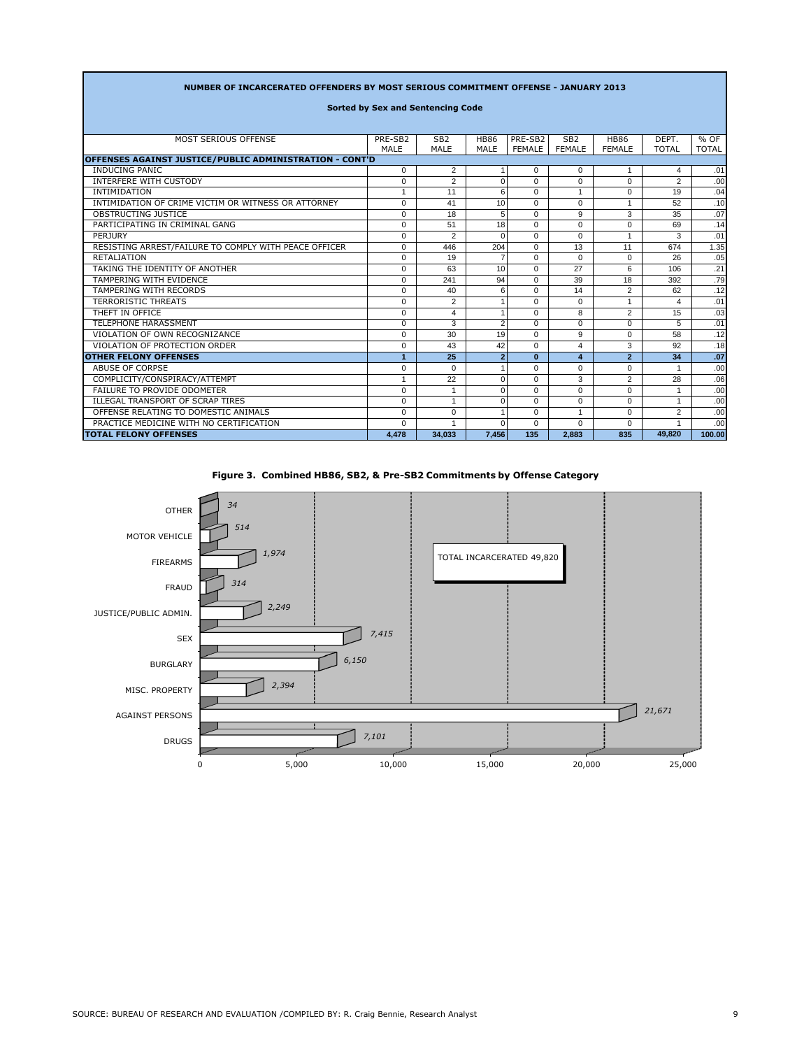**NUMBER OF INCARCERATED OFFENDERS BY MOST SERIOUS COMMITMENT OFFENSE - JANUARY 2013**

**Sorted by Sex and Sentencing Code**

| MOST SERIOUS OFFENSE | PRE-SB2 MALE | SB2 MALE | HB86 MALE | PRE-SB2 FEMALE | SB2 FEMALE | HB86 FEMALE | DEPT. TOTAL | % OF TOTAL |
|---|---|---|---|---|---|---|---|---|
| **OFFENSES AGAINST JUSTICE/PUBLIC ADMINISTRATION - CONT'D** | | | | | | | | |
| INDUCING PANIC | 0 | 2 | 1 | 0 | 0 | 1 | 4 | .01 |
| INTERFERE WITH CUSTODY | 0 | 2 | 0 | 0 | 0 | 0 | 2 | .00 |
| INTIMIDATION | 1 | 11 | 6 | 0 | 1 | 0 | 19 | .04 |
| INTIMIDATION OF CRIME VICTIM OR WITNESS OR ATTORNEY | 0 | 41 | 10 | 0 | 0 | 1 | 52 | .10 |
| OBSTRUCTING JUSTICE | 0 | 18 | 5 | 0 | 9 | 3 | 35 | .07 |
| PARTICIPATING IN CRIMINAL GANG | 0 | 51 | 18 | 0 | 0 | 0 | 69 | .14 |
| PERJURY | 0 | 2 | 0 | 0 | 0 | 1 | 3 | .01 |
| RESISTING ARREST/FAILURE TO COMPLY WITH PEACE OFFICER | 0 | 446 | 204 | 0 | 13 | 11 | 674 | 1.35 |
| RETALIATION | 0 | 19 | 7 | 0 | 0 | 0 | 26 | .05 |
| TAKING THE IDENTITY OF ANOTHER | 0 | 63 | 10 | 0 | 27 | 6 | 106 | .21 |
| TAMPERING WITH EVIDENCE | 0 | 241 | 94 | 0 | 39 | 18 | 392 | .79 |
| TAMPERING WITH RECORDS | 0 | 40 | 6 | 0 | 14 | 2 | 62 | .12 |
| TERRORISTIC THREATS | 0 | 2 | 1 | 0 | 0 | 1 | 4 | .01 |
| THEFT IN OFFICE | 0 | 4 | 1 | 0 | 8 | 2 | 15 | .03 |
| TELEPHONE HARASSMENT | 0 | 3 | 2 | 0 | 0 | 0 | 5 | .01 |
| VIOLATION OF OWN RECOGNIZANCE | 0 | 30 | 19 | 0 | 9 | 0 | 58 | .12 |
| VIOLATION OF PROTECTION ORDER | 0 | 43 | 42 | 0 | 4 | 3 | 92 | .18 |
| **OTHER FELONY OFFENSES** | **1** | **25** | **2** | **0** | **4** | **2** | **34** | **.07** |
| ABUSE OF CORPSE | 0 | 0 | 1 | 0 | 0 | 0 | 1 | .00 |
| COMPLICITY/CONSPIRACY/ATTEMPT | 1 | 22 | 0 | 0 | 3 | 2 | 28 | .06 |
| FAILURE TO PROVIDE ODOMETER | 0 | 1 | 0 | 0 | 0 | 0 | 1 | .00 |
| ILLEGAL TRANSPORT OF SCRAP TIRES | 0 | 1 | 0 | 0 | 0 | 0 | 1 | .00 |
| OFFENSE RELATING TO DOMESTIC ANIMALS | 0 | 0 | 1 | 0 | 1 | 0 | 2 | .00 |
| PRACTICE MEDICINE WITH NO CERTIFICATION | 0 | 1 | 0 | 0 | 0 | 0 | 1 | .00 |
| **TOTAL FELONY OFFENSES** | **4,478** | **34,033** | **7,456** | **135** | **2,883** | **835** | **49,820** | **100.00** |

**Figure 3. Combined HB86, SB2, & Pre-SB2 Commitments by Offense Category**

OTHER 34
MOTOR VEHICLE 514
FIREARMS 1,974
FRAUD 314
JUSTICE/PUBLIC ADMIN. 2,249
SEX 7,415
BURGLARY 6,150
MISC. PROPERTY 2,394
AGAINST PERSONS 21,671
DRUGS 7,101

TOTAL INCARCERATED 49,820

0 5,000 10,000 15,000 20,000 25,000

SOURCE: BUREAU OF RESEARCH AND EVALUATION /COMPILED BY: R. Craig Bennie, Research Analyst